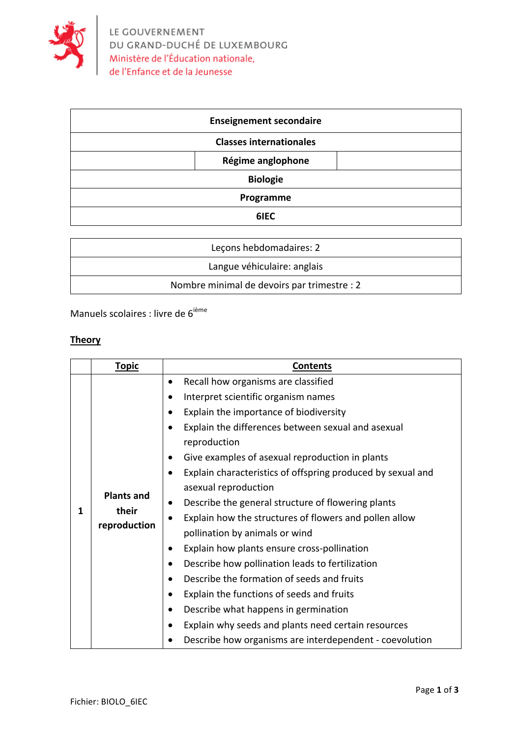LE GOUVERNEMENT
DU GRAND-DUCHÉ DE LUXEMBOURG
Ministère de l'Éducation nationale,
de l'Enfance et de la Jeunesse

| **Enseignement secondaire** |
|---|
| **Classes internationales** |
| **Régime anglophone** |
| **Biologie** |
| **Programme** |
| **6IEC** |

| Leçons hebdomadaires: 2 |
|---|
| Langue véhiculaire: anglais |
| Nombre minimal de devoirs par trimestre : 2 |

Manuels scolaires : livre de 6ième

**Theory**

| | **Topic** | **Contents** |
|---|---|---|
| **1** | **Plants and their reproduction** | • Recall how organisms are classified<br>• Interpret scientific organism names<br>• Explain the importance of biodiversity<br>• Explain the differences between sexual and asexual reproduction<br>• Give examples of asexual reproduction in plants<br>• Explain characteristics of offspring produced by sexual and asexual reproduction<br>• Describe the general structure of flowering plants<br>• Explain how the structures of flowers and pollen allow pollination by animals or wind<br>• Explain how plants ensure cross-pollination<br>• Describe how pollination leads to fertilization<br>• Describe the formation of seeds and fruits<br>• Explain the functions of seeds and fruits<br>• Describe what happens in germination<br>• Explain why seeds and plants need certain resources<br>• Describe how organisms are interdependent - coevolution |

Fichier: BIOLO_6IEC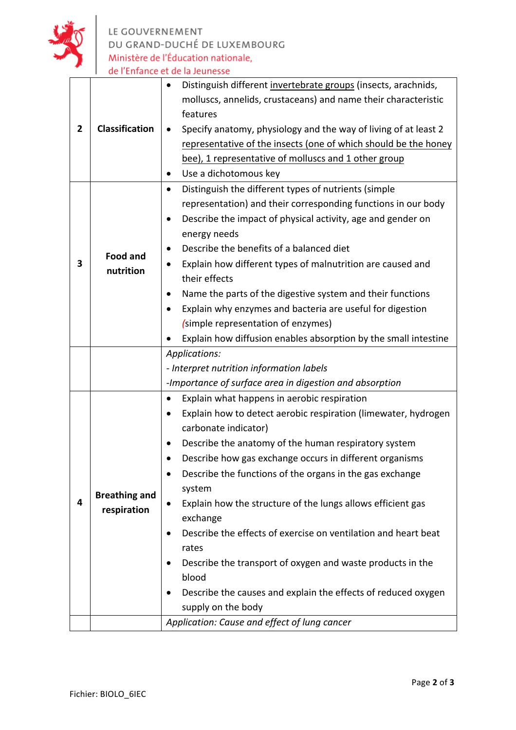| | | |
|---|---|---|
| **2** | **Classification** | • Distinguish different invertebrate groups (insects, arachnids, molluscs, annelids, crustaceans) and name their characteristic features<br>• Specify anatomy, physiology and the way of living of at least 2 representative of the insects (one of which should be the honey bee), 1 representative of molluscs and 1 other group<br>• Use a dichotomous key |
| **3** | **Food and nutrition** | • Distinguish the different types of nutrients (simple representation) and their corresponding functions in our body<br>• Describe the impact of physical activity, age and gender on energy needs<br>• Describe the benefits of a balanced diet<br>• Explain how different types of malnutrition are caused and their effects<br>• Name the parts of the digestive system and their functions<br>• Explain why enzymes and bacteria are useful for digestion (simple representation of enzymes)<br>• Explain how diffusion enables absorption by the small intestine |
| | | *Applications:*<br>*- Interpret nutrition information labels*<br>*-Importance of surface area in digestion and absorption* |
| **4** | **Breathing and respiration** | • Explain what happens in aerobic respiration<br>• Explain how to detect aerobic respiration (limewater, hydrogen carbonate indicator)<br>• Describe the anatomy of the human respiratory system<br>• Describe how gas exchange occurs in different organisms<br>• Describe the functions of the organs in the gas exchange system<br>• Explain how the structure of the lungs allows efficient gas exchange<br>• Describe the effects of exercise on ventilation and heart beat rates<br>• Describe the transport of oxygen and waste products in the blood<br>• Describe the causes and explain the effects of reduced oxygen supply on the body |
| | | *Application: Cause and effect of lung cancer* |

Fichier: BIOLO_6IEC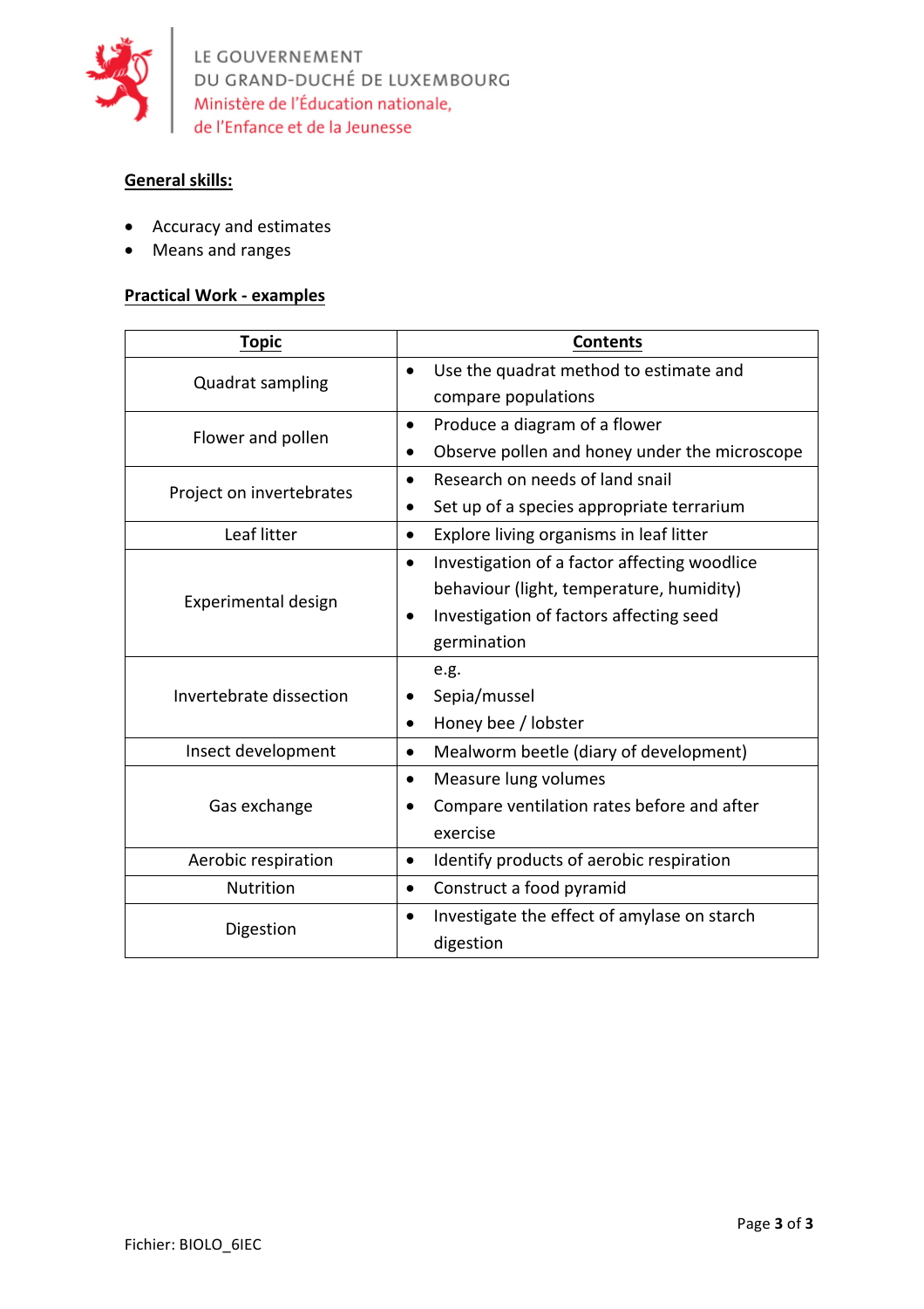**General skills:**

- Accuracy and estimates
- Means and ranges

**Practical Work - examples**

| Topic | Contents |
|---|---|
| Quadrat sampling | • Use the quadrat method to estimate and compare populations |
| Flower and pollen | • Produce a diagram of a flower<br>• Observe pollen and honey under the microscope |
| Project on invertebrates | • Research on needs of land snail<br>• Set up of a species appropriate terrarium |
| Leaf litter | • Explore living organisms in leaf litter |
| Experimental design | • Investigation of a factor affecting woodlice behaviour (light, temperature, humidity)<br>• Investigation of factors affecting seed germination |
| Invertebrate dissection | e.g.<br>• Sepia/mussel<br>• Honey bee / lobster |
| Insect development | • Mealworm beetle (diary of development) |
| Gas exchange | • Measure lung volumes<br>• Compare ventilation rates before and after exercise |
| Aerobic respiration | • Identify products of aerobic respiration |
| Nutrition | • Construct a food pyramid |
| Digestion | • Investigate the effect of amylase on starch digestion |

Fichier: BIOLO_6IEC